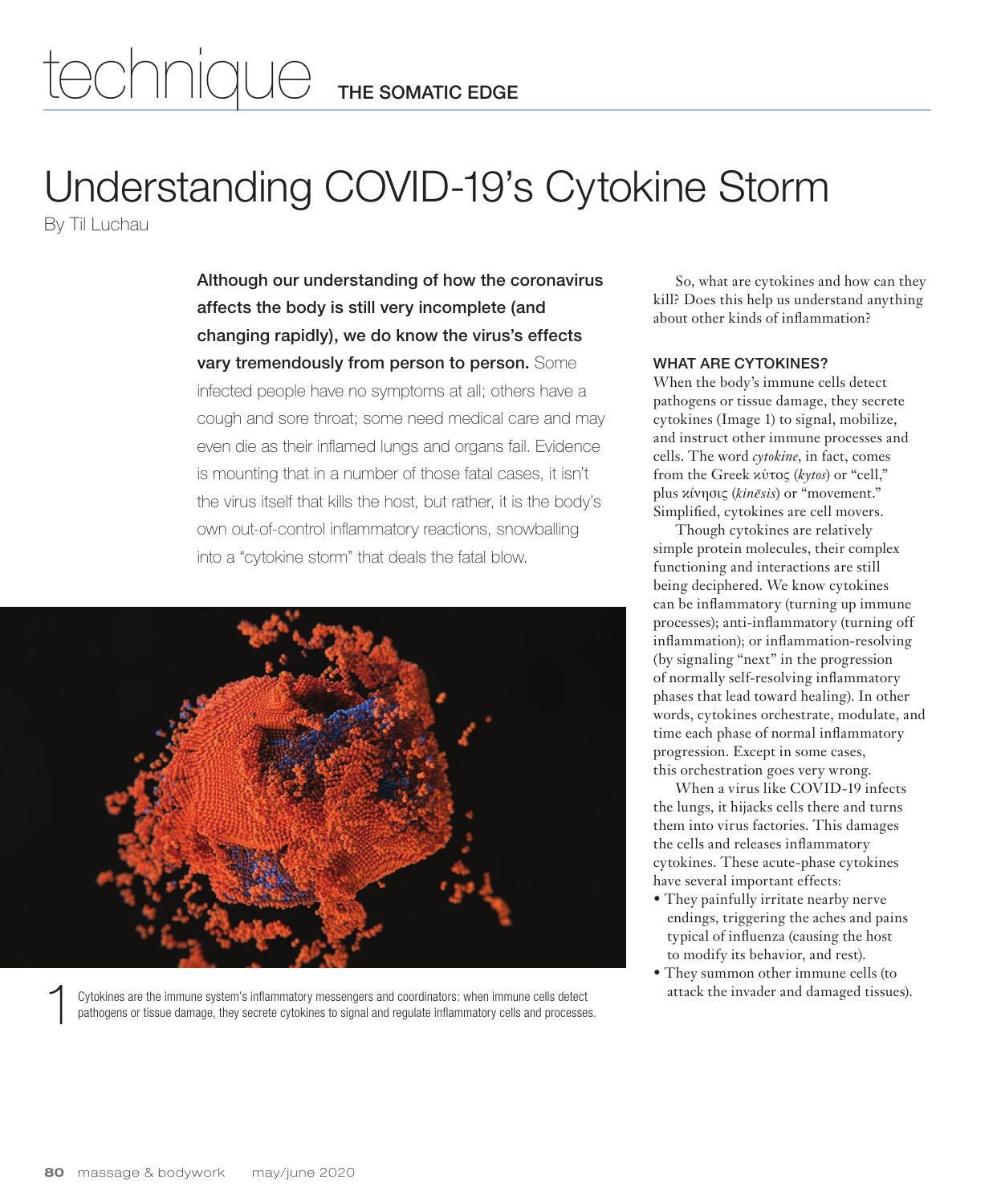technique THE SOMATIC EDGE

# Understanding COVID-19's Cytokine Storm

By Til Luchau

**Although our understanding of how the coronavirus affects the body is still very incomplete (and changing rapidly), we do know the virus's effects vary tremendously from person to person.** Some infected people have no symptoms at all; others have a cough and sore throat; some need medical care and may even die as their inflamed lungs and organs fail. Evidence is mounting that in a number of those fatal cases, it isn't the virus itself that kills the host, but rather, it is the body's own out-of-control inflammatory reactions, snowballing into a "cytokine storm" that deals the fatal blow.

1 Cytokines are the immune system's inflammatory messengers and coordinators: when immune cells detect pathogens or tissue damage, they secrete cytokines to signal and regulate inflammatory cells and processes.

So, what are cytokines and how can they kill? Does this help us understand anything about other kinds of inflammation?

## WHAT ARE CYTOKINES?

When the body's immune cells detect pathogens or tissue damage, they secrete cytokines (Image 1) to signal, mobilize, and instruct other immune processes and cells. The word *cytokine*, in fact, comes from the Greek κύτος (*kytos*) or "cell," plus κίνησις (*kinēsis*) or "movement." Simplified, cytokines are cell movers.

Though cytokines are relatively simple protein molecules, their complex functioning and interactions are still being deciphered. We know cytokines can be inflammatory (turning up immune processes); anti-inflammatory (turning off inflammation); or inflammation-resolving (by signaling "next" in the progression of normally self-resolving inflammatory phases that lead toward healing). In other words, cytokines orchestrate, modulate, and time each phase of normal inflammatory progression. Except in some cases, this orchestration goes very wrong.

When a virus like COVID-19 infects the lungs, it hijacks cells there and turns them into virus factories. This damages the cells and releases inflammatory cytokines. These acute-phase cytokines have several important effects:

- They painfully irritate nearby nerve endings, triggering the aches and pains typical of influenza (causing the host to modify its behavior, and rest).
- They summon other immune cells (to attack the invader and damaged tissues).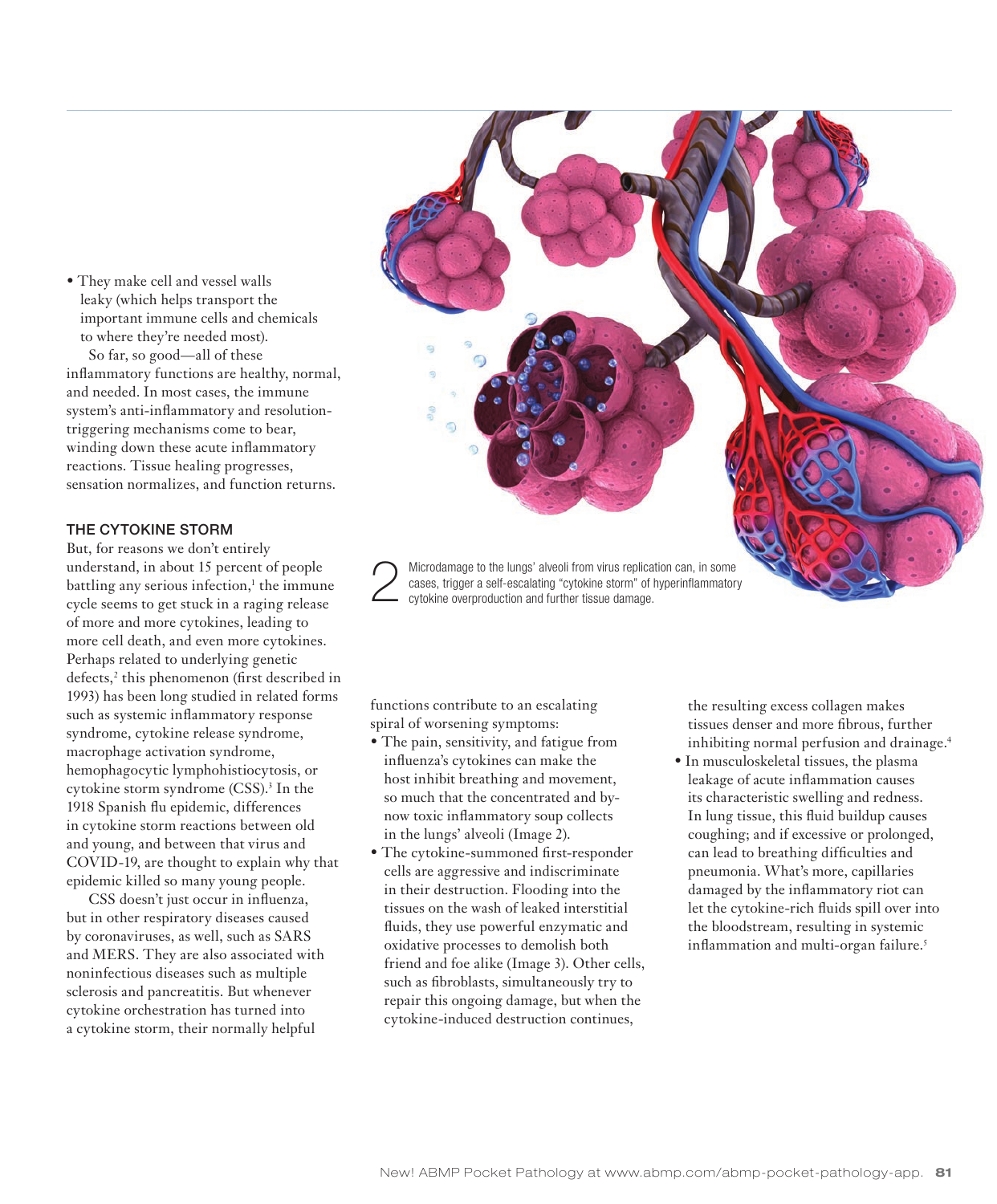- They make cell and vessel walls leaky (which helps transport the important immune cells and chemicals to where they're needed most).

So far, so good—all of these inflammatory functions are healthy, normal, and needed. In most cases, the immune system's anti-inflammatory and resolution-triggering mechanisms come to bear, winding down these acute inflammatory reactions. Tissue healing progresses, sensation normalizes, and function returns.

### THE CYTOKINE STORM

But, for reasons we don't entirely understand, in about 15 percent of people battling any serious infection,[1] the immune cycle seems to get stuck in a raging release of more and more cytokines, leading to more cell death, and even more cytokines. Perhaps related to underlying genetic defects,[2] this phenomenon (first described in 1993) has been long studied in related forms such as systemic inflammatory response syndrome, cytokine release syndrome, macrophage activation syndrome, hemophagocytic lymphohistiocytosis, or cytokine storm syndrome (CSS).[3] In the 1918 Spanish flu epidemic, differences in cytokine storm reactions between old and young, and between that virus and COVID-19, are thought to explain why that epidemic killed so many young people.

CSS doesn't just occur in influenza, but in other respiratory diseases caused by coronaviruses, as well, such as SARS and MERS. They are also associated with noninfectious diseases such as multiple sclerosis and pancreatitis. But whenever cytokine orchestration has turned into a cytokine storm, their normally helpful functions contribute to an escalating spiral of worsening symptoms:

- The pain, sensitivity, and fatigue from influenza's cytokines can make the host inhibit breathing and movement, so much that the concentrated and by-now toxic inflammatory soup collects in the lungs' alveoli (Image 2).
- The cytokine-summoned first-responder cells are aggressive and indiscriminate in their destruction. Flooding into the tissues on the wash of leaked interstitial fluids, they use powerful enzymatic and oxidative processes to demolish both friend and foe alike (Image 3). Other cells, such as fibroblasts, simultaneously try to repair this ongoing damage, but when the cytokine-induced destruction continues, the resulting excess collagen makes tissues denser and more fibrous, further inhibiting normal perfusion and drainage.[4]
- In musculoskeletal tissues, the plasma leakage of acute inflammation causes its characteristic swelling and redness. In lung tissue, this fluid buildup causes coughing; and if excessive or prolonged, can lead to breathing difficulties and pneumonia. What's more, capillaries damaged by the inflammatory riot can let the cytokine-rich fluids spill over into the bloodstream, resulting in systemic inflammation and multi-organ failure.[5]

2 Microdamage to the lungs' alveoli from virus replication can, in some cases, trigger a self-escalating "cytokine storm" of hyperinflammatory cytokine overproduction and further tissue damage.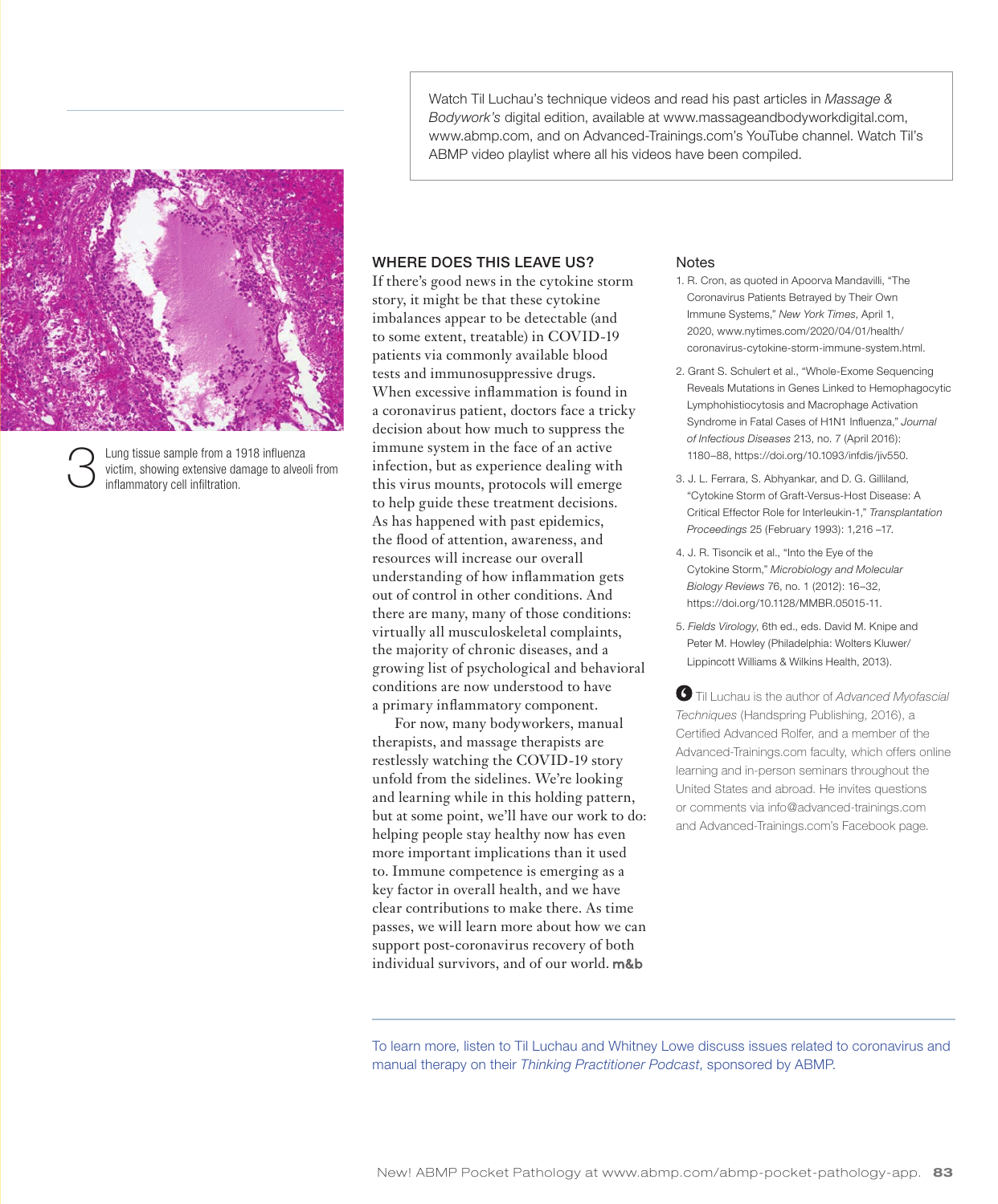Watch Til Luchau's technique videos and read his past articles in *Massage & Bodywork's* digital edition, available at www.massageandbodyworkdigital.com, www.abmp.com, and on Advanced-Trainings.com's YouTube channel. Watch Til's ABMP video playlist where all his videos have been compiled.

3 Lung tissue sample from a 1918 influenza victim, showing extensive damage to alveoli from inflammatory cell infiltration.

## WHERE DOES THIS LEAVE US?

If there's good news in the cytokine storm story, it might be that these cytokine imbalances appear to be detectable (and to some extent, treatable) in COVID-19 patients via commonly available blood tests and immunosuppressive drugs. When excessive inflammation is found in a coronavirus patient, doctors face a tricky decision about how much to suppress the immune system in the face of an active infection, but as experience dealing with this virus mounts, protocols will emerge to help guide these treatment decisions. As has happened with past epidemics, the flood of attention, awareness, and resources will increase our overall understanding of how inflammation gets out of control in other conditions. And there are many, many of those conditions: virtually all musculoskeletal complaints, the majority of chronic diseases, and a growing list of psychological and behavioral conditions are now understood to have a primary inflammatory component.

For now, many bodyworkers, manual therapists, and massage therapists are restlessly watching the COVID-19 story unfold from the sidelines. We're looking and learning while in this holding pattern, but at some point, we'll have our work to do: helping people stay healthy now has even more important implications than it used to. Immune competence is emerging as a key factor in overall health, and we have clear contributions to make there. As time passes, we will learn more about how we can support post-coronavirus recovery of both individual survivors, and of our world. **m&b**

### Notes

1. R. Cron, as quoted in Apoorva Mandavilli, "The Coronavirus Patients Betrayed by Their Own Immune Systems," *New York Times*, April 1, 2020, www.nytimes.com/2020/04/01/health/coronavirus-cytokine-storm-immune-system.html.
2. Grant S. Schulert et al., "Whole-Exome Sequencing Reveals Mutations in Genes Linked to Hemophagocytic Lymphohistiocytosis and Macrophage Activation Syndrome in Fatal Cases of H1N1 Influenza," *Journal of Infectious Diseases* 213, no. 7 (April 2016): 1180–88, https://doi.org/10.1093/infdis/jiv550.
3. J. L. Ferrara, S. Abhyankar, and D. G. Gilliland, "Cytokine Storm of Graft-Versus-Host Disease: A Critical Effector Role for Interleukin-1," *Transplantation Proceedings* 25 (February 1993): 1,216 –17.
4. J. R. Tisoncik et al., "Into the Eye of the Cytokine Storm," *Microbiology and Molecular Biology Reviews* 76, no. 1 (2012): 16–32, https://doi.org/10.1128/MMBR.05015-11.
5. *Fields Virology*, 6th ed., eds. David M. Knipe and Peter M. Howley (Philadelphia: Wolters Kluwer/Lippincott Williams & Wilkins Health, 2013).

Til Luchau is the author of *Advanced Myofascial Techniques* (Handspring Publishing, 2016), a Certified Advanced Rolfer, and a member of the Advanced-Trainings.com faculty, which offers online learning and in-person seminars throughout the United States and abroad. He invites questions or comments via info@advanced-trainings.com and Advanced-Trainings.com's Facebook page.

To learn more, listen to Til Luchau and Whitney Lowe discuss issues related to coronavirus and manual therapy on their *Thinking Practitioner Podcast*, sponsored by ABMP.